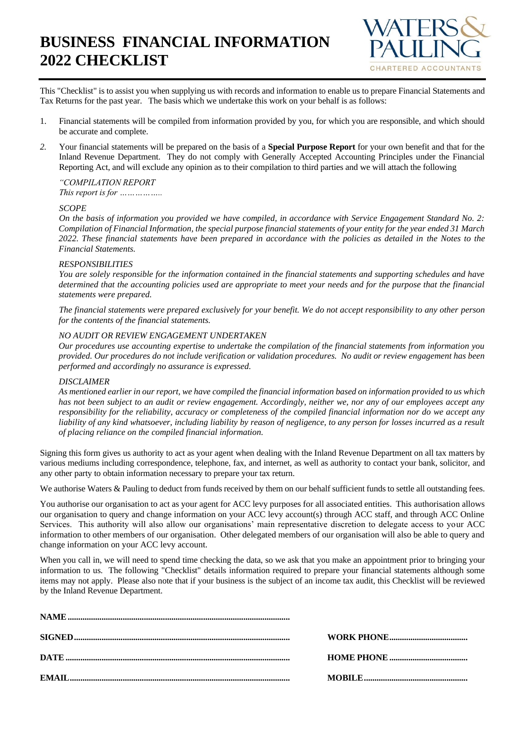# BUSINESS FINANCIAL INFORMATION 2022 CHECKLIST

WATERS & PAULING
CHARTERED ACCOUNTANTS

This "Checklist" is to assist you when supplying us with records and information to enable us to prepare Financial Statements and Tax Returns for the past year. The basis which we undertake this work on your behalf is as follows:

1. Financial statements will be compiled from information provided by you, for which you are responsible, and which should be accurate and complete.

2. Your financial statements will be prepared on the basis of a **Special Purpose Report** for your own benefit and that for the Inland Revenue Department. They do not comply with Generally Accepted Accounting Principles under the Financial Reporting Act, and will exclude any opinion as to their compilation to third parties and we will attach the following

*"COMPILATION REPORT*
*This report is for ……………..*

*SCOPE*
*On the basis of information you provided we have compiled, in accordance with Service Engagement Standard No. 2: Compilation of Financial Information, the special purpose financial statements of your entity for the year ended 31 March 2022. These financial statements have been prepared in accordance with the policies as detailed in the Notes to the Financial Statements.*

*RESPONSIBILITIES*
*You are solely responsible for the information contained in the financial statements and supporting schedules and have determined that the accounting policies used are appropriate to meet your needs and for the purpose that the financial statements were prepared.*

*The financial statements were prepared exclusively for your benefit. We do not accept responsibility to any other person for the contents of the financial statements.*

*NO AUDIT OR REVIEW ENGAGEMENT UNDERTAKEN*
*Our procedures use accounting expertise to undertake the compilation of the financial statements from information you provided. Our procedures do not include verification or validation procedures. No audit or review engagement has been performed and accordingly no assurance is expressed.*

*DISCLAIMER*
*As mentioned earlier in our report, we have compiled the financial information based on information provided to us which has not been subject to an audit or review engagement. Accordingly, neither we, nor any of our employees accept any responsibility for the reliability, accuracy or completeness of the compiled financial information nor do we accept any liability of any kind whatsoever, including liability by reason of negligence, to any person for losses incurred as a result of placing reliance on the compiled financial information.*

Signing this form gives us authority to act as your agent when dealing with the Inland Revenue Department on all tax matters by various mediums including correspondence, telephone, fax, and internet, as well as authority to contact your bank, solicitor, and any other party to obtain information necessary to prepare your tax return.

We authorise Waters & Pauling to deduct from funds received by them on our behalf sufficient funds to settle all outstanding fees.

You authorise our organisation to act as your agent for ACC levy purposes for all associated entities. This authorisation allows our organisation to query and change information on your ACC levy account(s) through ACC staff, and through ACC Online Services. This authority will also allow our organisations' main representative discretion to delegate access to your ACC information to other members of our organisation. Other delegated members of our organisation will also be able to query and change information on your ACC levy account.

When you call in, we will need to spend time checking the data, so we ask that you make an appointment prior to bringing your information to us. The following "Checklist" details information required to prepare your financial statements although some items may not apply. Please also note that if your business is the subject of an income tax audit, this Checklist will be reviewed by the Inland Revenue Department.

**NAME** ........................................................................................................

**SIGNED** ........................................................................................................ **WORK PHONE** ......................................

**DATE** ........................................................................................................ **HOME PHONE** ......................................

**EMAIL** ........................................................................................................ **MOBILE** ..................................................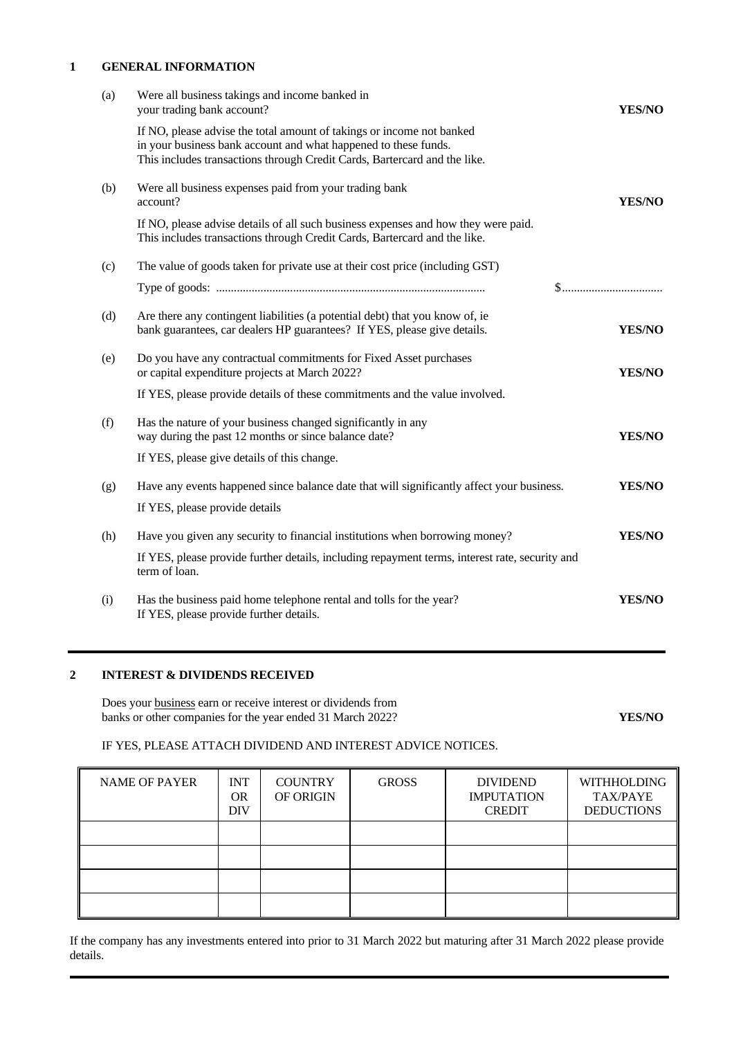## 1 GENERAL INFORMATION

(a) Were all business takings and income banked in your trading bank account? **YES/NO**

If NO, please advise the total amount of takings or income not banked in your business bank account and what happened to these funds. This includes transactions through Credit Cards, Bartercard and the like.

(b) Were all business expenses paid from your trading bank account? **YES/NO**

If NO, please advise details of all such business expenses and how they were paid. This includes transactions through Credit Cards, Bartercard and the like.

(c) The value of goods taken for private use at their cost price (including GST)

Type of goods: .......................................................................................... $..................................

(d) Are there any contingent liabilities (a potential debt) that you know of, ie bank guarantees, car dealers HP guarantees? If YES, please give details. **YES/NO**

(e) Do you have any contractual commitments for Fixed Asset purchases or capital expenditure projects at March 2022? **YES/NO**

If YES, please provide details of these commitments and the value involved.

(f) Has the nature of your business changed significantly in any way during the past 12 months or since balance date? **YES/NO**

If YES, please give details of this change.

(g) Have any events happened since balance date that will significantly affect your business. **YES/NO**

If YES, please provide details

(h) Have you given any security to financial institutions when borrowing money? **YES/NO**

If YES, please provide further details, including repayment terms, interest rate, security and term of loan.

(i) Has the business paid home telephone rental and tolls for the year? **YES/NO**
If YES, please provide further details.

---

## 2 INTEREST & DIVIDENDS RECEIVED

Does your business earn or receive interest or dividends from banks or other companies for the year ended 31 March 2022? **YES/NO**

IF YES, PLEASE ATTACH DIVIDEND AND INTEREST ADVICE NOTICES.

| NAME OF PAYER | INT OR DIV | COUNTRY OF ORIGIN | GROSS | DIVIDEND IMPUTATION CREDIT | WITHHOLDING TAX/PAYE DEDUCTIONS |
|---|---|---|---|---|---|
| | | | | | |
| | | | | | |
| | | | | | |
| | | | | | |

If the company has any investments entered into prior to 31 March 2022 but maturing after 31 March 2022 please provide details.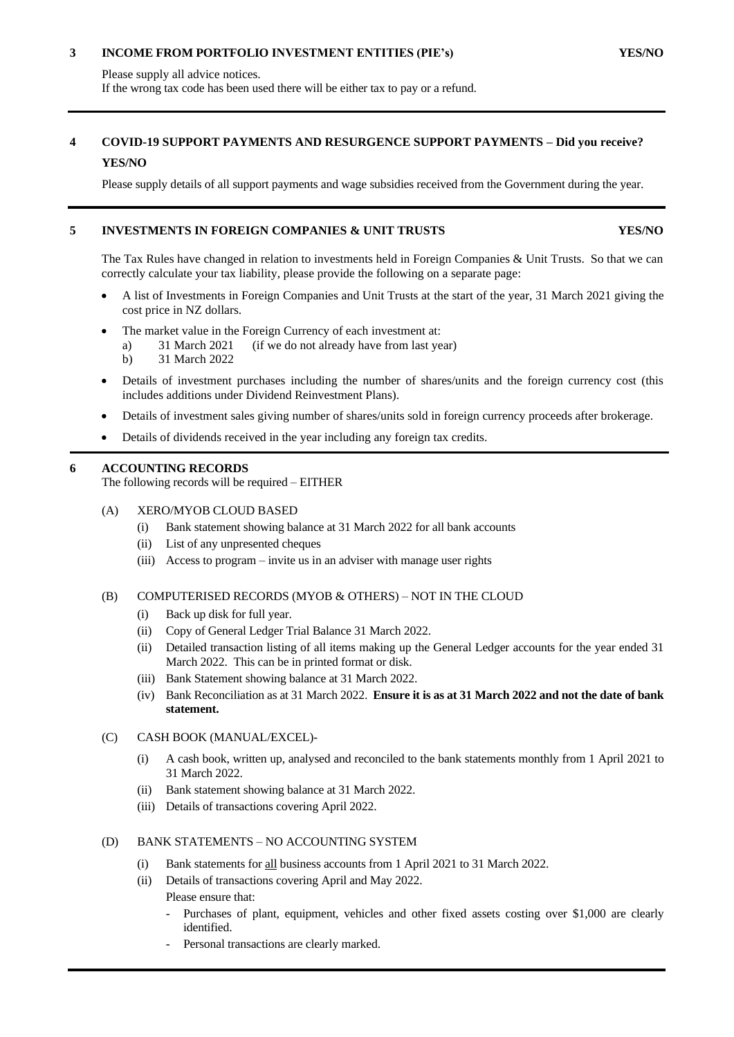## 3 INCOME FROM PORTFOLIO INVESTMENT ENTITIES (PIE's) YES/NO

Please supply all advice notices.
If the wrong tax code has been used there will be either tax to pay or a refund.

---

## 4 COVID-19 SUPPORT PAYMENTS AND RESURGENCE SUPPORT PAYMENTS – Did you receive? YES/NO

Please supply details of all support payments and wage subsidies received from the Government during the year.

---

## 5 INVESTMENTS IN FOREIGN COMPANIES & UNIT TRUSTS YES/NO

The Tax Rules have changed in relation to investments held in Foreign Companies & Unit Trusts. So that we can correctly calculate your tax liability, please provide the following on a separate page:

- A list of Investments in Foreign Companies and Unit Trusts at the start of the year, 31 March 2021 giving the cost price in NZ dollars.
- The market value in the Foreign Currency of each investment at:
  - a) 31 March 2021 (if we do not already have from last year)
  - b) 31 March 2022
- Details of investment purchases including the number of shares/units and the foreign currency cost (this includes additions under Dividend Reinvestment Plans).
- Details of investment sales giving number of shares/units sold in foreign currency proceeds after brokerage.
- Details of dividends received in the year including any foreign tax credits.

---

## 6 ACCOUNTING RECORDS

The following records will be required – EITHER

(A) XERO/MYOB CLOUD BASED

- (i) Bank statement showing balance at 31 March 2022 for all bank accounts
- (ii) List of any unpresented cheques
- (iii) Access to program – invite us in an adviser with manage user rights

(B) COMPUTERISED RECORDS (MYOB & OTHERS) – NOT IN THE CLOUD

- (i) Back up disk for full year.
- (ii) Copy of General Ledger Trial Balance 31 March 2022.
- (ii) Detailed transaction listing of all items making up the General Ledger accounts for the year ended 31 March 2022. This can be in printed format or disk.
- (iii) Bank Statement showing balance at 31 March 2022.
- (iv) Bank Reconciliation as at 31 March 2022. **Ensure it is as at 31 March 2022 and not the date of bank statement.**

(C) CASH BOOK (MANUAL/EXCEL)-

- (i) A cash book, written up, analysed and reconciled to the bank statements monthly from 1 April 2021 to 31 March 2022.
- (ii) Bank statement showing balance at 31 March 2022.
- (iii) Details of transactions covering April 2022.

(D) BANK STATEMENTS – NO ACCOUNTING SYSTEM

- (i) Bank statements for all business accounts from 1 April 2021 to 31 March 2022.
- (ii) Details of transactions covering April and May 2022.

  Please ensure that:

  - Purchases of plant, equipment, vehicles and other fixed assets costing over $1,000 are clearly identified.
  - Personal transactions are clearly marked.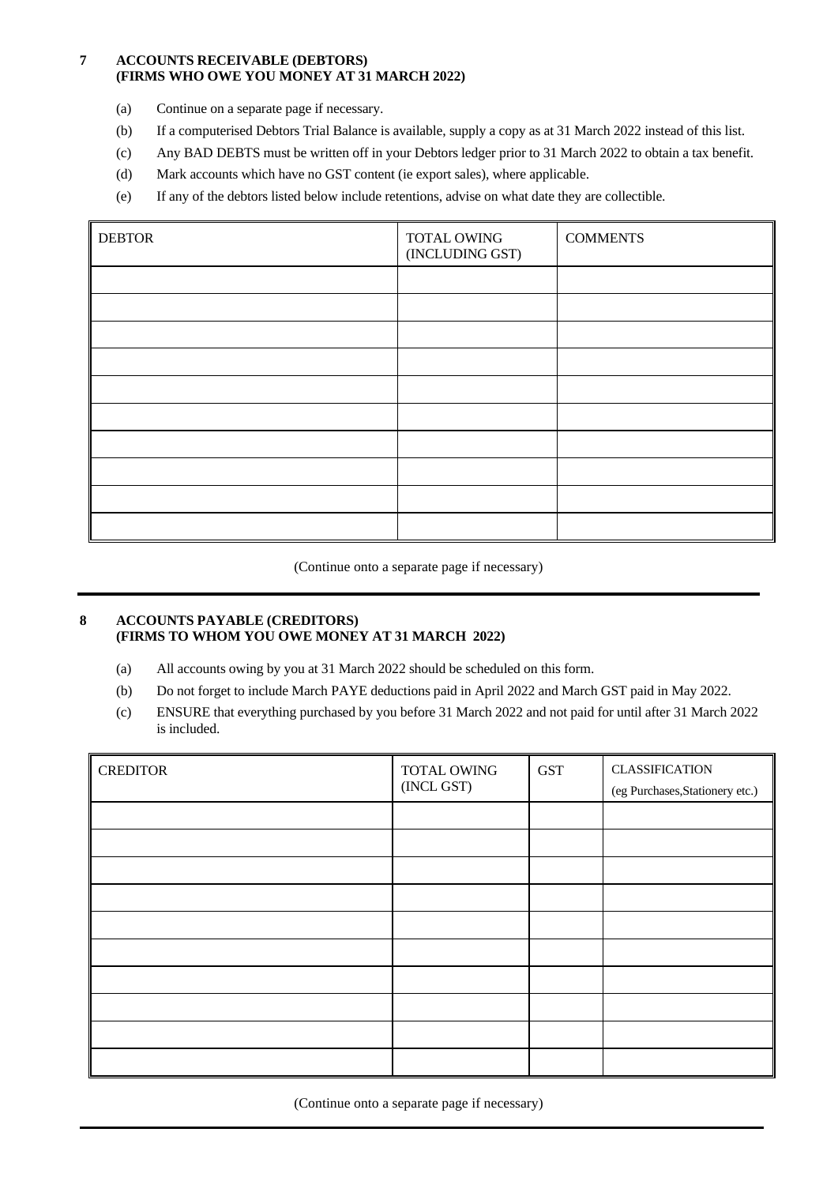## 7 ACCOUNTS RECEIVABLE (DEBTORS) (FIRMS WHO OWE YOU MONEY AT 31 MARCH 2022)

(a) Continue on a separate page if necessary.

(b) If a computerised Debtors Trial Balance is available, supply a copy as at 31 March 2022 instead of this list.

(c) Any BAD DEBTS must be written off in your Debtors ledger prior to 31 March 2022 to obtain a tax benefit.

(d) Mark accounts which have no GST content (ie export sales), where applicable.

(e) If any of the debtors listed below include retentions, advise on what date they are collectible.

| DEBTOR | TOTAL OWING (INCLUDING GST) | COMMENTS |
|---|---|---|
| | | |
| | | |
| | | |
| | | |
| | | |
| | | |
| | | |
| | | |
| | | |
| | | |

(Continue onto a separate page if necessary)

## 8 ACCOUNTS PAYABLE (CREDITORS) (FIRMS TO WHOM YOU OWE MONEY AT 31 MARCH 2022)

(a) All accounts owing by you at 31 March 2022 should be scheduled on this form.

(b) Do not forget to include March PAYE deductions paid in April 2022 and March GST paid in May 2022.

(c) ENSURE that everything purchased by you before 31 March 2022 and not paid for until after 31 March 2022 is included.

| CREDITOR | TOTAL OWING (INCL GST) | GST | CLASSIFICATION (eg Purchases,Stationery etc.) |
|---|---|---|---|
| | | | |
| | | | |
| | | | |
| | | | |
| | | | |
| | | | |
| | | | |
| | | | |
| | | | |
| | | | |

(Continue onto a separate page if necessary)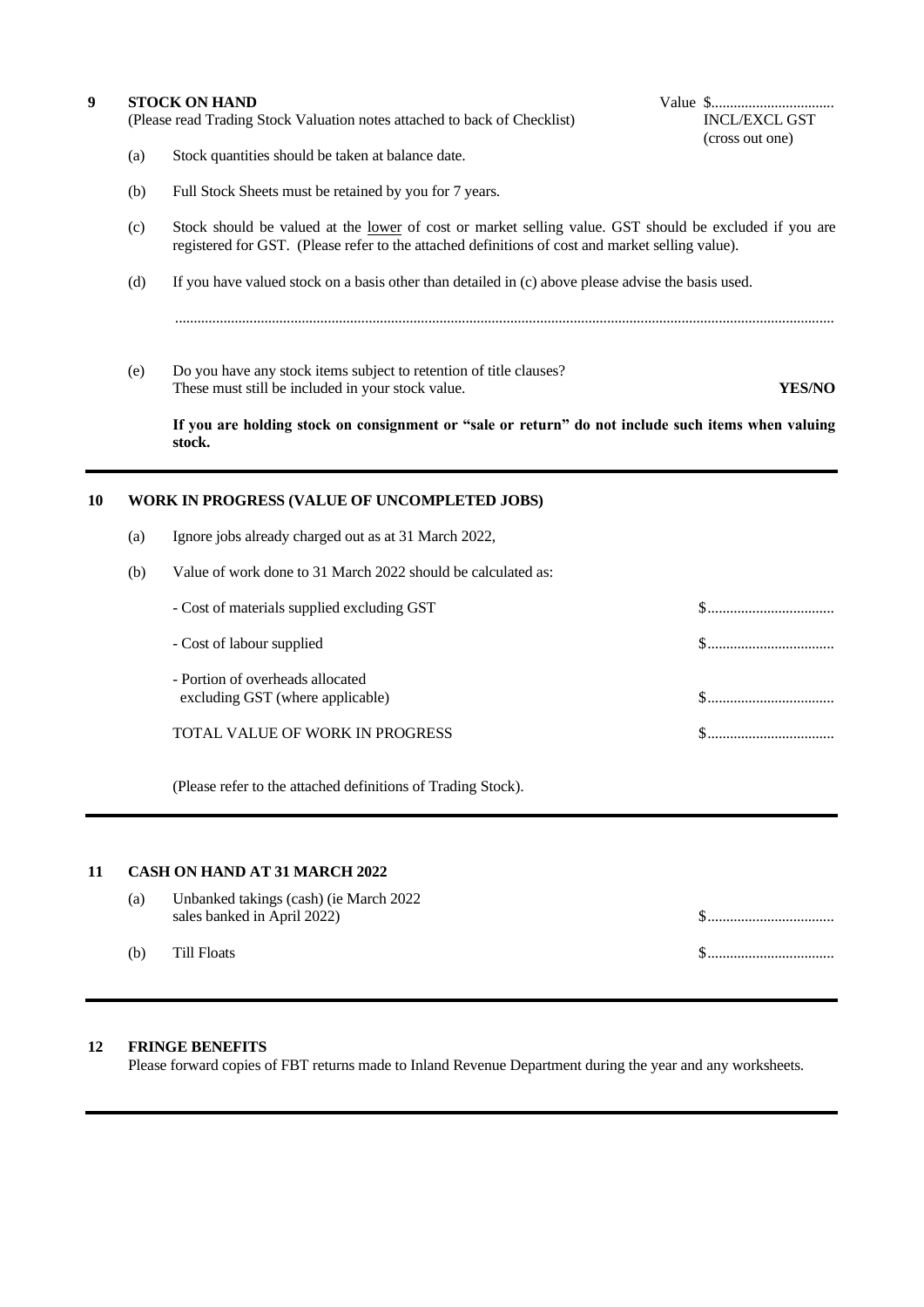## 9 STOCK ON HAND

(Please read Trading Stock Valuation notes attached to back of Checklist)

Value $.................................
INCL/EXCL GST
(cross out one)

(a) Stock quantities should be taken at balance date.

(b) Full Stock Sheets must be retained by you for 7 years.

(c) Stock should be valued at the lower of cost or market selling value. GST should be excluded if you are registered for GST. (Please refer to the attached definitions of cost and market selling value).

(d) If you have valued stock on a basis other than detailed in (c) above please advise the basis used.

.................................................................................................................................................................

(e) Do you have any stock items subject to retention of title clauses? These must still be included in your stock value. **YES/NO**

**If you are holding stock on consignment or "sale or return" do not include such items when valuing stock.**

---

## 10 WORK IN PROGRESS (VALUE OF UNCOMPLETED JOBS)

(a) Ignore jobs already charged out as at 31 March 2022,

(b) Value of work done to 31 March 2022 should be calculated as:

- Cost of materials supplied excluding GST $.................................
- Cost of labour supplied $.................................
- Portion of overheads allocated excluding GST (where applicable) $.................................

TOTAL VALUE OF WORK IN PROGRESS $.................................

(Please refer to the attached definitions of Trading Stock).

---

## 11 CASH ON HAND AT 31 MARCH 2022

(a) Unbanked takings (cash) (ie March 2022 sales banked in April 2022) $.................................

(b) Till Floats $.................................

---

## 12 FRINGE BENEFITS

Please forward copies of FBT returns made to Inland Revenue Department during the year and any worksheets.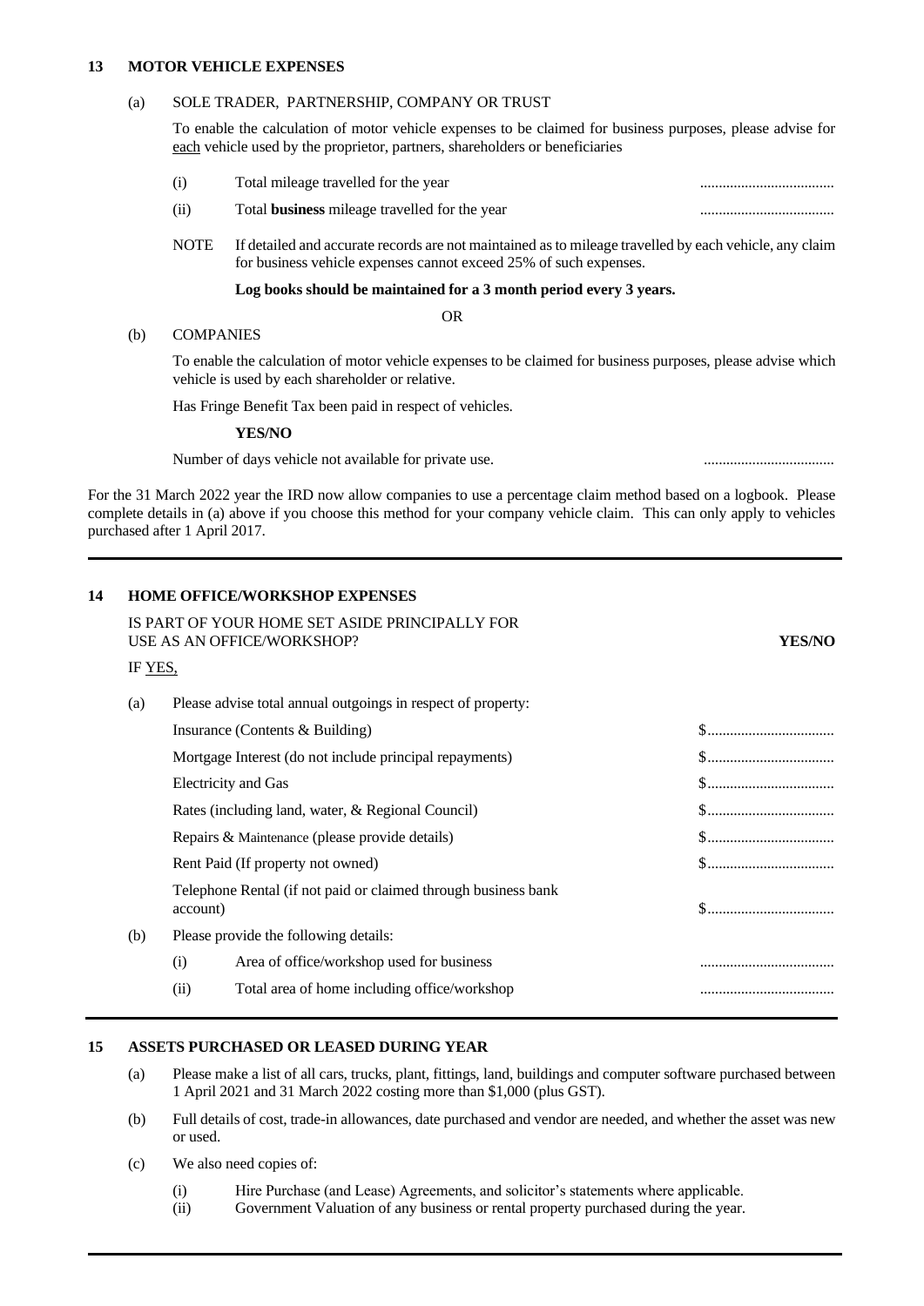## 13 MOTOR VEHICLE EXPENSES

(a) SOLE TRADER, PARTNERSHIP, COMPANY OR TRUST

To enable the calculation of motor vehicle expenses to be claimed for business purposes, please advise for each vehicle used by the proprietor, partners, shareholders or beneficiaries

(i) Total mileage travelled for the year ....................................

(ii) Total **business** mileage travelled for the year ....................................

NOTE If detailed and accurate records are not maintained as to mileage travelled by each vehicle, any claim for business vehicle expenses cannot exceed 25% of such expenses.

**Log books should be maintained for a 3 month period every 3 years.**

OR

(b) COMPANIES

To enable the calculation of motor vehicle expenses to be claimed for business purposes, please advise which vehicle is used by each shareholder or relative.

Has Fringe Benefit Tax been paid in respect of vehicles.

**YES/NO**

Number of days vehicle not available for private use. ....................................

For the 31 March 2022 year the IRD now allow companies to use a percentage claim method based on a logbook. Please complete details in (a) above if you choose this method for your company vehicle claim. This can only apply to vehicles purchased after 1 April 2017.

---

## 14 HOME OFFICE/WORKSHOP EXPENSES

IS PART OF YOUR HOME SET ASIDE PRINCIPALLY FOR USE AS AN OFFICE/WORKSHOP? **YES/NO**

IF YES,

(a) Please advise total annual outgoings in respect of property:

| | |
|---|---|
| Insurance (Contents & Building) | $.................................. |
| Mortgage Interest (do not include principal repayments) | $.................................. |
| Electricity and Gas | $.................................. |
| Rates (including land, water, & Regional Council) | $.................................. |
| Repairs & Maintenance (please provide details) | $.................................. |
| Rent Paid (If property not owned) | $.................................. |
| Telephone Rental (if not paid or claimed through business bank account) | $.................................. |

(b) Please provide the following details:

(i) Area of office/workshop used for business ....................................

(ii) Total area of home including office/workshop ....................................

---

## 15 ASSETS PURCHASED OR LEASED DURING YEAR

(a) Please make a list of all cars, trucks, plant, fittings, land, buildings and computer software purchased between 1 April 2021 and 31 March 2022 costing more than $1,000 (plus GST).

(b) Full details of cost, trade-in allowances, date purchased and vendor are needed, and whether the asset was new or used.

(c) We also need copies of:

(i) Hire Purchase (and Lease) Agreements, and solicitor's statements where applicable.

(ii) Government Valuation of any business or rental property purchased during the year.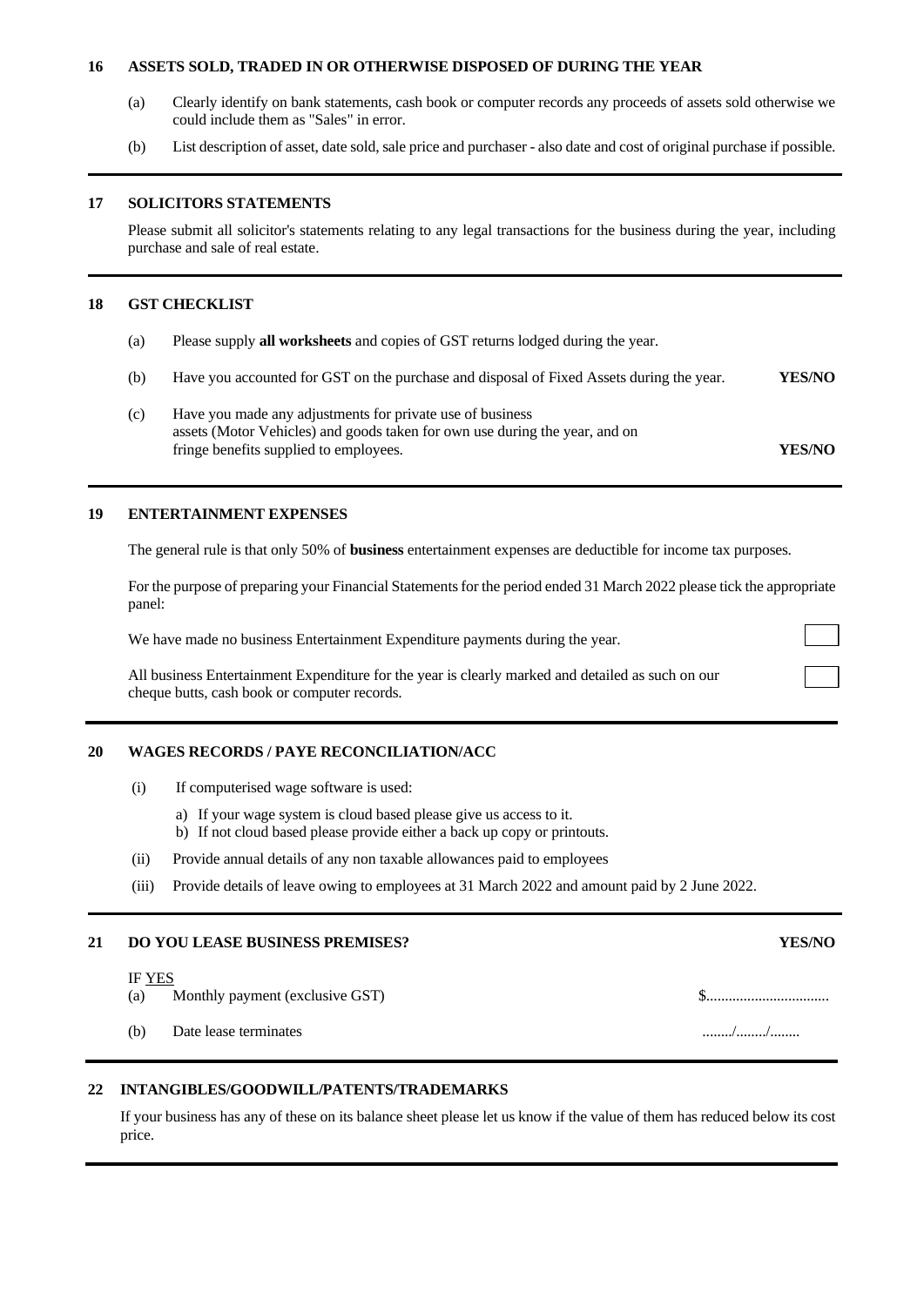## 16 ASSETS SOLD, TRADED IN OR OTHERWISE DISPOSED OF DURING THE YEAR

(a) Clearly identify on bank statements, cash book or computer records any proceeds of assets sold otherwise we could include them as "Sales" in error.

(b) List description of asset, date sold, sale price and purchaser - also date and cost of original purchase if possible.

---

## 17 SOLICITORS STATEMENTS

Please submit all solicitor's statements relating to any legal transactions for the business during the year, including purchase and sale of real estate.

---

## 18 GST CHECKLIST

(a) Please supply **all worksheets** and copies of GST returns lodged during the year.

(b) Have you accounted for GST on the purchase and disposal of Fixed Assets during the year. **YES/NO**

(c) Have you made any adjustments for private use of business assets (Motor Vehicles) and goods taken for own use during the year, and on fringe benefits supplied to employees. **YES/NO**

---

## 19 ENTERTAINMENT EXPENSES

The general rule is that only 50% of **business** entertainment expenses are deductible for income tax purposes.

For the purpose of preparing your Financial Statements for the period ended 31 March 2022 please tick the appropriate panel:

We have made no business Entertainment Expenditure payments during the year. ☐

All business Entertainment Expenditure for the year is clearly marked and detailed as such on our cheque butts, cash book or computer records. ☐

---

## 20 WAGES RECORDS / PAYE RECONCILIATION/ACC

(i) If computerised wage software is used:

a) If your wage system is cloud based please give us access to it.
b) If not cloud based please provide either a back up copy or printouts.

(ii) Provide annual details of any non taxable allowances paid to employees

(iii) Provide details of leave owing to employees at 31 March 2022 and amount paid by 2 June 2022.

---

## 21 DO YOU LEASE BUSINESS PREMISES? YES/NO

IF YES

(a) Monthly payment (exclusive GST) $................................

(b) Date lease terminates ......../......../........

---

## 22 INTANGIBLES/GOODWILL/PATENTS/TRADEMARKS

If your business has any of these on its balance sheet please let us know if the value of them has reduced below its cost price.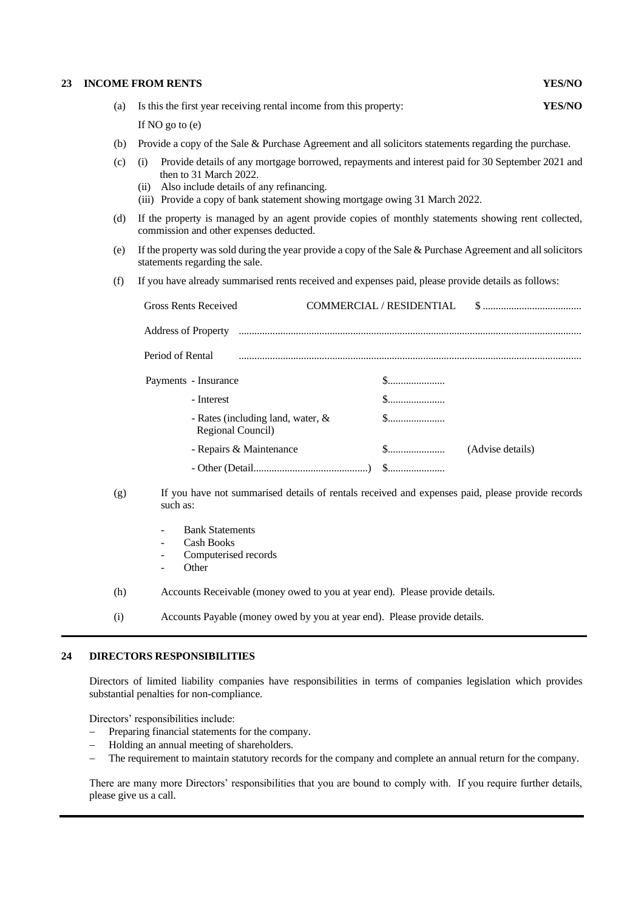## 23 INCOME FROM RENTS **YES/NO**

(a) Is this the first year receiving rental income from this property: **YES/NO**

If NO go to (e)

(b) Provide a copy of the Sale & Purchase Agreement and all solicitors statements regarding the purchase.

(c) (i) Provide details of any mortgage borrowed, repayments and interest paid for 30 September 2021 and then to 31 March 2022.

(ii) Also include details of any refinancing.

(iii) Provide a copy of bank statement showing mortgage owing 31 March 2022.

(d) If the property is managed by an agent provide copies of monthly statements showing rent collected, commission and other expenses deducted.

(e) If the property was sold during the year provide a copy of the Sale & Purchase Agreement and all solicitors statements regarding the sale.

(f) If you have already summarised rents received and expenses paid, please provide details as follows:

Gross Rents Received COMMERCIAL / RESIDENTIAL $ ......................................

Address of Property ....................................................................................................................................

Period of Rental ....................................................................................................................................

| Payments | | | |
|---|---|---|---|
| - Insurance | $...................... | | |
| - Interest | $...................... | | |
| - Rates (including land, water, & Regional Council) | $...................... | | |
| - Repairs & Maintenance | $...................... | (Advise details) | |
| - Other (Detail............................................) | $...................... | | |

(g) If you have not summarised details of rentals received and expenses paid, please provide records such as:

- Bank Statements
- Cash Books
- Computerised records
- Other

(h) Accounts Receivable (money owed to you at year end). Please provide details.

(i) Accounts Payable (money owed by you at year end). Please provide details.

---

## 24 DIRECTORS RESPONSIBILITIES

Directors of limited liability companies have responsibilities in terms of companies legislation which provides substantial penalties for non-compliance.

Directors' responsibilities include:

- Preparing financial statements for the company.
- Holding an annual meeting of shareholders.
- The requirement to maintain statutory records for the company and complete an annual return for the company.

There are many more Directors' responsibilities that you are bound to comply with. If you require further details, please give us a call.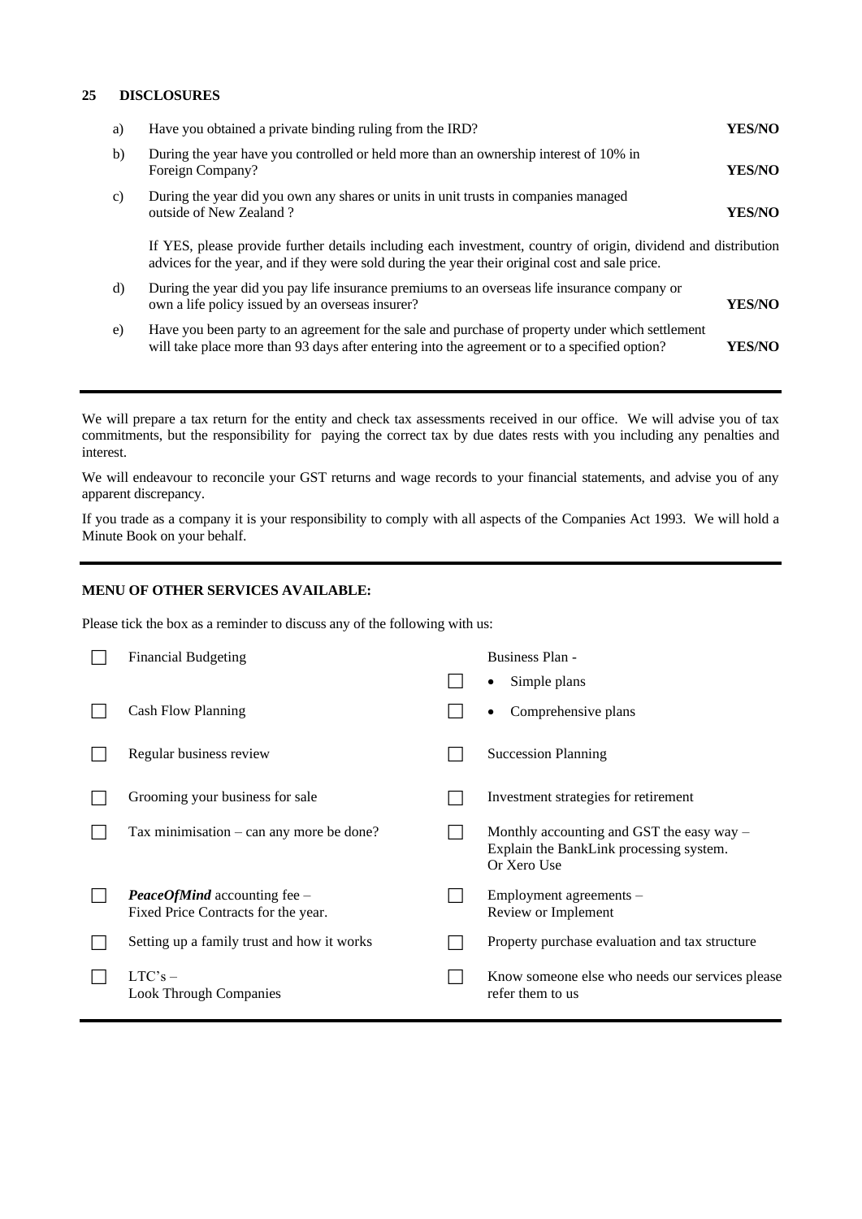## 25 DISCLOSURES

| | | |
|---|---|---|
| a) | Have you obtained a private binding ruling from the IRD? | **YES/NO** |
| b) | During the year have you controlled or held more than an ownership interest of 10% in Foreign Company? | **YES/NO** |
| c) | During the year did you own any shares or units in unit trusts in companies managed outside of New Zealand ? | **YES/NO** |
| | If YES, please provide further details including each investment, country of origin, dividend and distribution advices for the year, and if they were sold during the year their original cost and sale price. | |
| d) | During the year did you pay life insurance premiums to an overseas life insurance company or own a life policy issued by an overseas insurer? | **YES/NO** |
| e) | Have you been party to an agreement for the sale and purchase of property under which settlement will take place more than 93 days after entering into the agreement or to a specified option? | **YES/NO** |

---

We will prepare a tax return for the entity and check tax assessments received in our office. We will advise you of tax commitments, but the responsibility for paying the correct tax by due dates rests with you including any penalties and interest.

We will endeavour to reconcile your GST returns and wage records to your financial statements, and advise you of any apparent discrepancy.

If you trade as a company it is your responsibility to comply with all aspects of the Companies Act 1993. We will hold a Minute Book on your behalf.

---

**MENU OF OTHER SERVICES AVAILABLE:**

Please tick the box as a reminder to discuss any of the following with us:

| | | | |
|---|---|---|---|
| ☐ | Financial Budgeting | | Business Plan - |
| | | ☐ | • Simple plans |
| ☐ | Cash Flow Planning | ☐ | • Comprehensive plans |
| ☐ | Regular business review | ☐ | Succession Planning |
| ☐ | Grooming your business for sale | ☐ | Investment strategies for retirement |
| ☐ | Tax minimisation – can any more be done? | ☐ | Monthly accounting and GST the easy way – Explain the BankLink processing system. Or Xero Use |
| ☐ | ***PeaceOfMind*** accounting fee – Fixed Price Contracts for the year. | ☐ | Employment agreements – Review or Implement |
| ☐ | Setting up a family trust and how it works | ☐ | Property purchase evaluation and tax structure |
| ☐ | LTC's – Look Through Companies | ☐ | Know someone else who needs our services please refer them to us |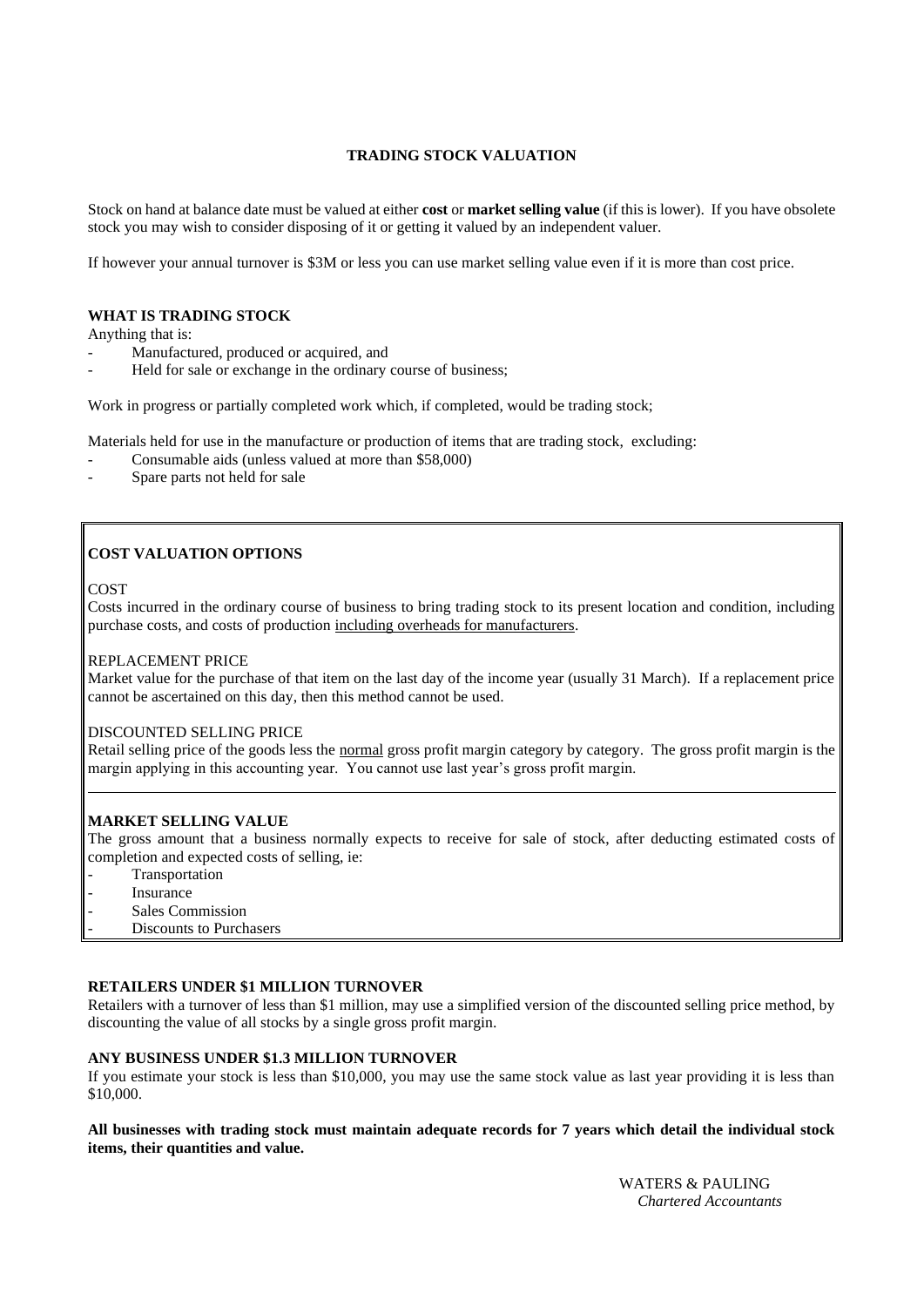# TRADING STOCK VALUATION

Stock on hand at balance date must be valued at either **cost** or **market selling value** (if this is lower). If you have obsolete stock you may wish to consider disposing of it or getting it valued by an independent valuer.

If however your annual turnover is $3M or less you can use market selling value even if it is more than cost price.

## WHAT IS TRADING STOCK

Anything that is:

- Manufactured, produced or acquired, and
- Held for sale or exchange in the ordinary course of business;

Work in progress or partially completed work which, if completed, would be trading stock;

Materials held for use in the manufacture or production of items that are trading stock, excluding:

- Consumable aids (unless valued at more than $58,000)
- Spare parts not held for sale

## COST VALUATION OPTIONS

COST

Costs incurred in the ordinary course of business to bring trading stock to its present location and condition, including purchase costs, and costs of production including overheads for manufacturers.

REPLACEMENT PRICE

Market value for the purchase of that item on the last day of the income year (usually 31 March). If a replacement price cannot be ascertained on this day, then this method cannot be used.

DISCOUNTED SELLING PRICE

Retail selling price of the goods less the normal gross profit margin category by category. The gross profit margin is the margin applying in this accounting year. You cannot use last year's gross profit margin.

## MARKET SELLING VALUE

The gross amount that a business normally expects to receive for sale of stock, after deducting estimated costs of completion and expected costs of selling, ie:

- Transportation
- Insurance
- Sales Commission
- Discounts to Purchasers

## RETAILERS UNDER $1 MILLION TURNOVER

Retailers with a turnover of less than $1 million, may use a simplified version of the discounted selling price method, by discounting the value of all stocks by a single gross profit margin.

## ANY BUSINESS UNDER $1.3 MILLION TURNOVER

If you estimate your stock is less than $10,000, you may use the same stock value as last year providing it is less than $10,000.

**All businesses with trading stock must maintain adequate records for 7 years which detail the individual stock items, their quantities and value.**

WATERS & PAULING
*Chartered Accountants*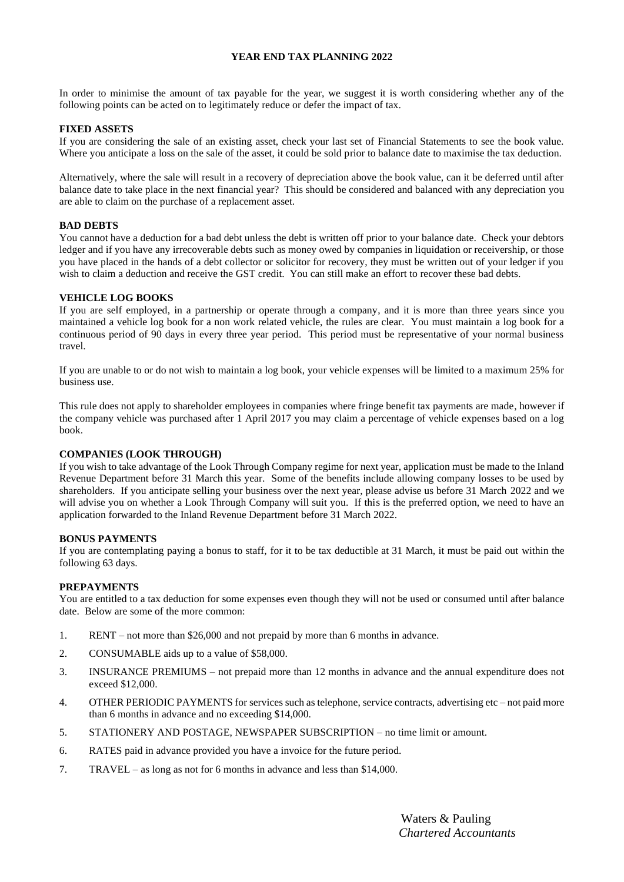# YEAR END TAX PLANNING 2022

In order to minimise the amount of tax payable for the year, we suggest it is worth considering whether any of the following points can be acted on to legitimately reduce or defer the impact of tax.

## FIXED ASSETS

If you are considering the sale of an existing asset, check your last set of Financial Statements to see the book value. Where you anticipate a loss on the sale of the asset, it could be sold prior to balance date to maximise the tax deduction.

Alternatively, where the sale will result in a recovery of depreciation above the book value, can it be deferred until after balance date to take place in the next financial year? This should be considered and balanced with any depreciation you are able to claim on the purchase of a replacement asset.

## BAD DEBTS

You cannot have a deduction for a bad debt unless the debt is written off prior to your balance date. Check your debtors ledger and if you have any irrecoverable debts such as money owed by companies in liquidation or receivership, or those you have placed in the hands of a debt collector or solicitor for recovery, they must be written out of your ledger if you wish to claim a deduction and receive the GST credit. You can still make an effort to recover these bad debts.

## VEHICLE LOG BOOKS

If you are self employed, in a partnership or operate through a company, and it is more than three years since you maintained a vehicle log book for a non work related vehicle, the rules are clear. You must maintain a log book for a continuous period of 90 days in every three year period. This period must be representative of your normal business travel.

If you are unable to or do not wish to maintain a log book, your vehicle expenses will be limited to a maximum 25% for business use.

This rule does not apply to shareholder employees in companies where fringe benefit tax payments are made, however if the company vehicle was purchased after 1 April 2017 you may claim a percentage of vehicle expenses based on a log book.

## COMPANIES (LOOK THROUGH)

If you wish to take advantage of the Look Through Company regime for next year, application must be made to the Inland Revenue Department before 31 March this year. Some of the benefits include allowing company losses to be used by shareholders. If you anticipate selling your business over the next year, please advise us before 31 March 2022 and we will advise you on whether a Look Through Company will suit you. If this is the preferred option, we need to have an application forwarded to the Inland Revenue Department before 31 March 2022.

## BONUS PAYMENTS

If you are contemplating paying a bonus to staff, for it to be tax deductible at 31 March, it must be paid out within the following 63 days.

## PREPAYMENTS

You are entitled to a tax deduction for some expenses even though they will not be used or consumed until after balance date. Below are some of the more common:

1. RENT – not more than $26,000 and not prepaid by more than 6 months in advance.
2. CONSUMABLE aids up to a value of $58,000.
3. INSURANCE PREMIUMS – not prepaid more than 12 months in advance and the annual expenditure does not exceed $12,000.
4. OTHER PERIODIC PAYMENTS for services such as telephone, service contracts, advertising etc – not paid more than 6 months in advance and no exceeding $14,000.
5. STATIONERY AND POSTAGE, NEWSPAPER SUBSCRIPTION – no time limit or amount.
6. RATES paid in advance provided you have a invoice for the future period.
7. TRAVEL – as long as not for 6 months in advance and less than $14,000.

Waters & Pauling
*Chartered Accountants*